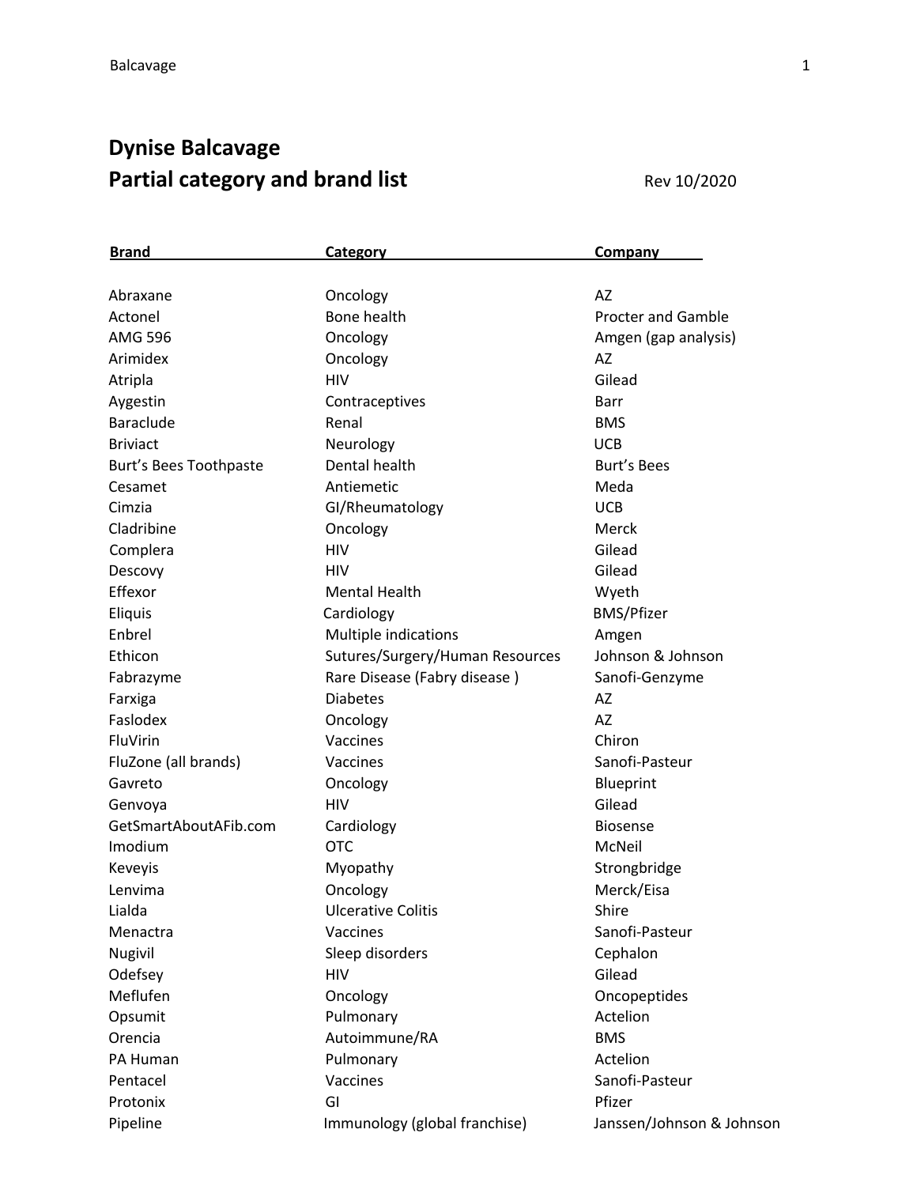# Dynise Balcavage

## Partial category and brand list

Rev 10/2020

| Brand | Category | Company |
| --- | --- | --- |
| Abraxane | Oncology | AZ |
| Actonel | Bone health | Procter and Gamble |
| AMG 596 | Oncology | Amgen (gap analysis) |
| Arimidex | Oncology | AZ |
| Atripla | HIV | Gilead |
| Aygestin | Contraceptives | Barr |
| Baraclude | Renal | BMS |
| Briviact | Neurology | UCB |
| Burt's Bees Toothpaste | Dental health | Burt's Bees |
| Cesamet | Antiemetic | Meda |
| Cimzia | GI/Rheumatology | UCB |
| Cladribine | Oncology | Merck |
| Complera | HIV | Gilead |
| Descovy | HIV | Gilead |
| Effexor | Mental Health | Wyeth |
| Eliquis | Cardiology | BMS/Pfizer |
| Enbrel | Multiple indications | Amgen |
| Ethicon | Sutures/Surgery/Human Resources | Johnson & Johnson |
| Fabrazyme | Rare Disease (Fabry disease ) | Sanofi-Genzyme |
| Farxiga | Diabetes | AZ |
| Faslodex | Oncology | AZ |
| FluVirin | Vaccines | Chiron |
| FluZone (all brands) | Vaccines | Sanofi-Pasteur |
| Gavreto | Oncology | Blueprint |
| Genvoya | HIV | Gilead |
| GetSmartAboutAFib.com | Cardiology | Biosense |
| Imodium | OTC | McNeil |
| Keveyis | Myopathy | Strongbridge |
| Lenvima | Oncology | Merck/Eisa |
| Lialda | Ulcerative Colitis | Shire |
| Menactra | Vaccines | Sanofi-Pasteur |
| Nugivil | Sleep disorders | Cephalon |
| Odefsey | HIV | Gilead |
| Meflufen | Oncology | Oncopeptides |
| Opsumit | Pulmonary | Actelion |
| Orencia | Autoimmune/RA | BMS |
| PA Human | Pulmonary | Actelion |
| Pentacel | Vaccines | Sanofi-Pasteur |
| Protonix | GI | Pfizer |
| Pipeline | Immunology (global franchise) | Janssen/Johnson & Johnson |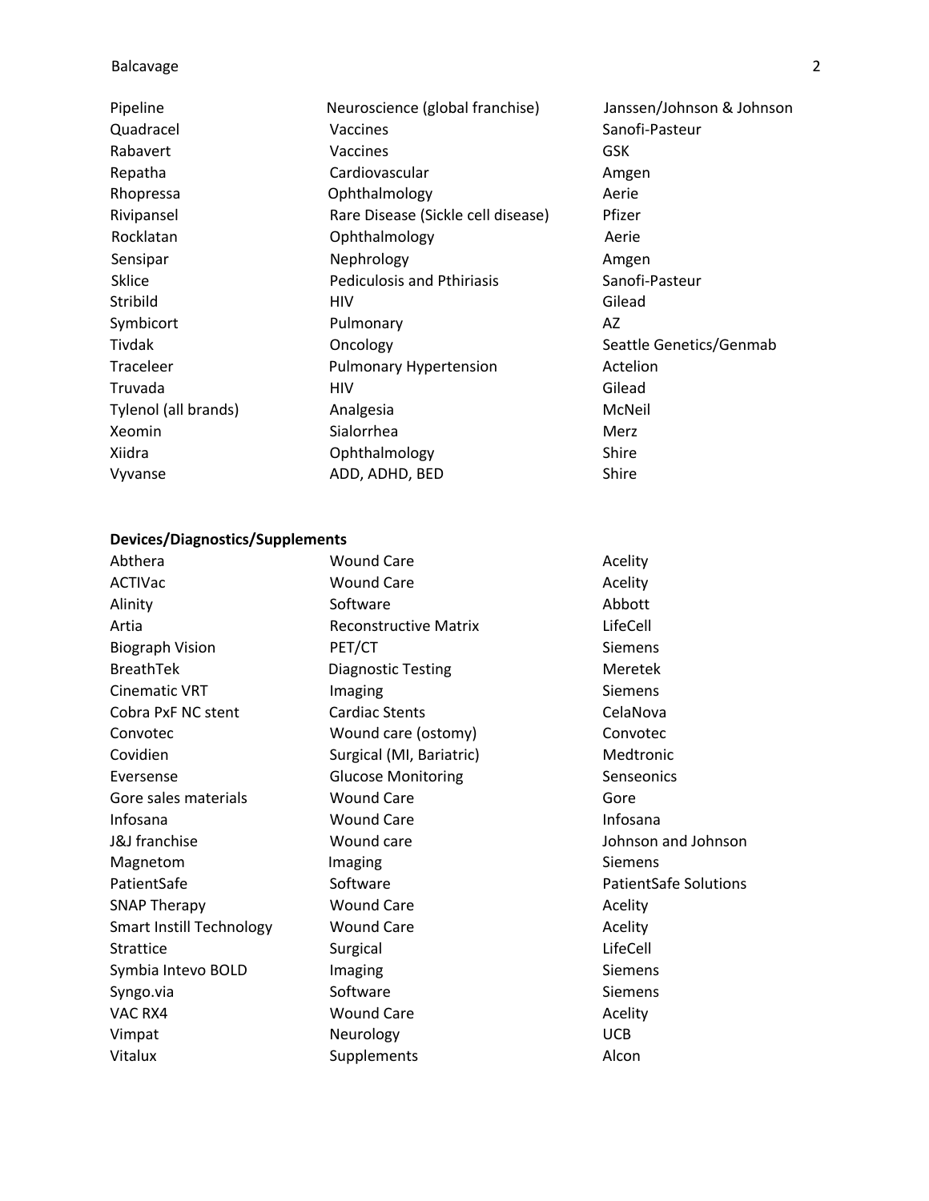| | | |
|---|---|---|
| Pipeline | Neuroscience (global franchise) | Janssen/Johnson & Johnson |
| Quadracel | Vaccines | Sanofi-Pasteur |
| Rabavert | Vaccines | GSK |
| Repatha | Cardiovascular | Amgen |
| Rhopressa | Ophthalmology | Aerie |
| Rivipansel | Rare Disease (Sickle cell disease) | Pfizer |
| Rocklatan | Ophthalmology | Aerie |
| Sensipar | Nephrology | Amgen |
| Sklice | Pediculosis and Pthiriasis | Sanofi-Pasteur |
| Stribild | HIV | Gilead |
| Symbicort | Pulmonary | AZ |
| Tivdak | Oncology | Seattle Genetics/Genmab |
| Traceleer | Pulmonary Hypertension | Actelion |
| Truvada | HIV | Gilead |
| Tylenol (all brands) | Analgesia | McNeil |
| Xeomin | Sialorrhea | Merz |
| Xiidra | Ophthalmology | Shire |
| Vyvanse | ADD, ADHD, BED | Shire |

**Devices/Diagnostics/Supplements**

| | | |
|---|---|---|
| Abthera | Wound Care | Acelity |
| ACTIVac | Wound Care | Acelity |
| Alinity | Software | Abbott |
| Artia | Reconstructive Matrix | LifeCell |
| Biograph Vision | PET/CT | Siemens |
| BreathTek | Diagnostic Testing | Meretek |
| Cinematic VRT | Imaging | Siemens |
| Cobra PxF NC stent | Cardiac Stents | CelaNova |
| Convotec | Wound care (ostomy) | Convotec |
| Covidien | Surgical (MI, Bariatric) | Medtronic |
| Eversense | Glucose Monitoring | Senseonics |
| Gore sales materials | Wound Care | Gore |
| Infosana | Wound Care | Infosana |
| J&J franchise | Wound care | Johnson and Johnson |
| Magnetom | Imaging | Siemens |
| PatientSafe | Software | PatientSafe Solutions |
| SNAP Therapy | Wound Care | Acelity |
| Smart Instill Technology | Wound Care | Acelity |
| Strattice | Surgical | LifeCell |
| Symbia Intevo BOLD | Imaging | Siemens |
| Syngo.via | Software | Siemens |
| VAC RX4 | Wound Care | Acelity |
| Vimpat | Neurology | UCB |
| Vitalux | Supplements | Alcon |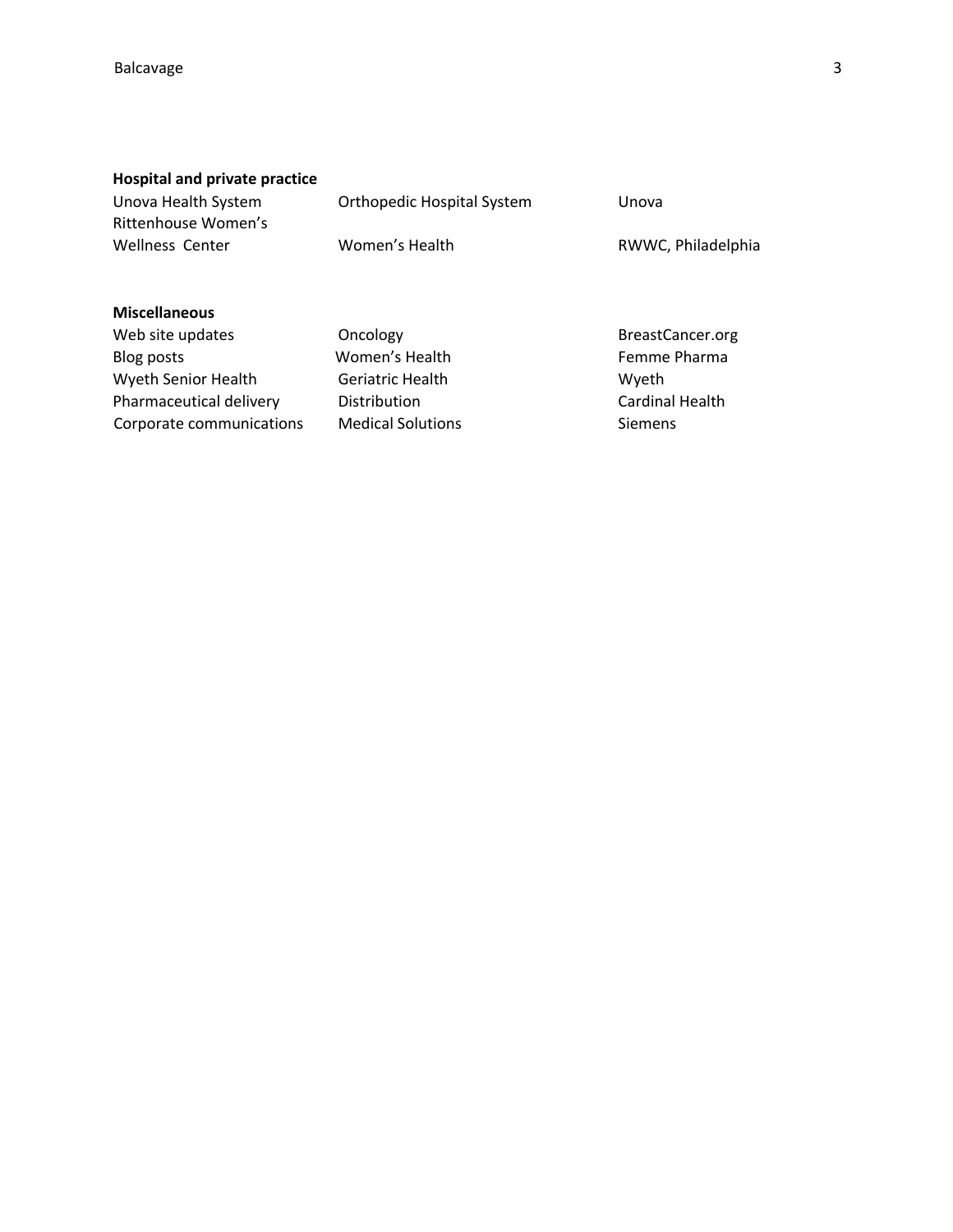**Hospital and private practice**

| | | |
|---|---|---|
| Unova Health System | Orthopedic Hospital System | Unova |
| Rittenhouse Women's Wellness Center | Women's Health | RWWC, Philadelphia |

**Miscellaneous**

| | | |
|---|---|---|
| Web site updates | Oncology | BreastCancer.org |
| Blog posts | Women's Health | Femme Pharma |
| Wyeth Senior Health | Geriatric Health | Wyeth |
| Pharmaceutical delivery | Distribution | Cardinal Health |
| Corporate communications | Medical Solutions | Siemens |